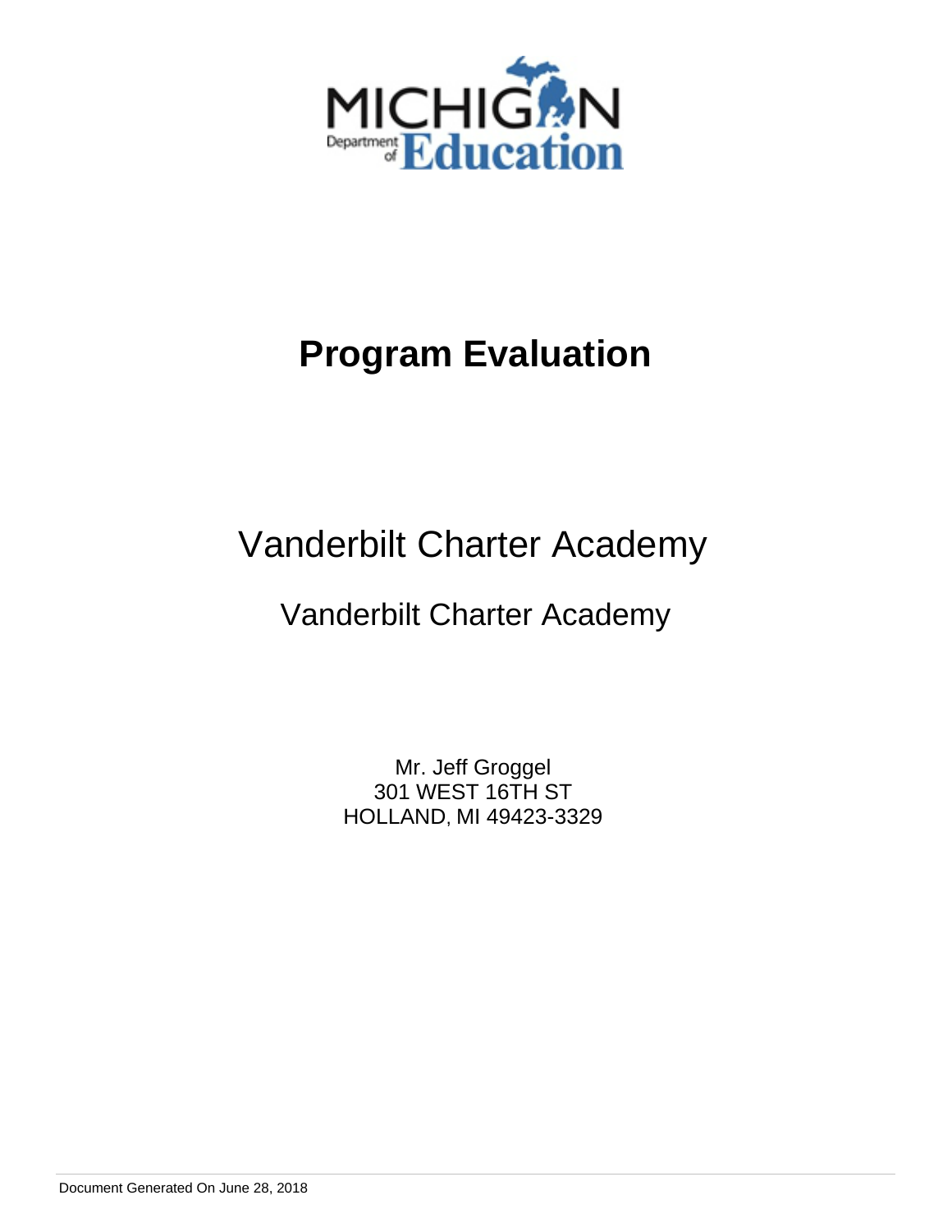MICHIGAN Department of Education

# Program Evaluation

## Vanderbilt Charter Academy

### Vanderbilt Charter Academy

Mr. Jeff Groggel
301 WEST 16TH ST
HOLLAND, MI 49423-3329

Document Generated On June 28, 2018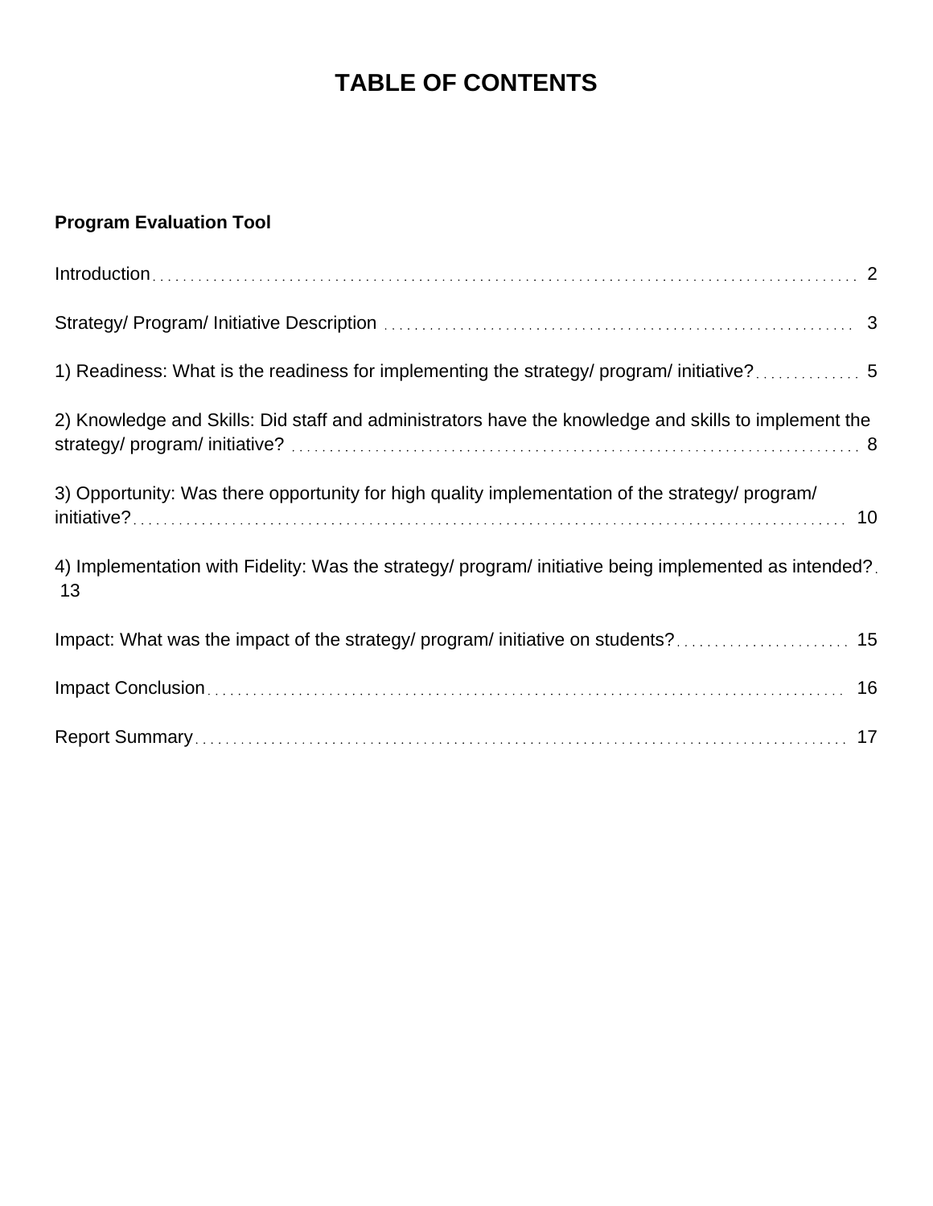# TABLE OF CONTENTS

**Program Evaluation Tool**

Introduction .......... 2

Strategy/ Program/ Initiative Description .......... 3

1) Readiness: What is the readiness for implementing the strategy/ program/ initiative? .......... 5

2) Knowledge and Skills: Did staff and administrators have the knowledge and skills to implement the strategy/ program/ initiative? .......... 8

3) Opportunity: Was there opportunity for high quality implementation of the strategy/ program/ initiative? .......... 10

4) Implementation with Fidelity: Was the strategy/ program/ initiative being implemented as intended? .......... 13

Impact: What was the impact of the strategy/ program/ initiative on students? .......... 15

Impact Conclusion .......... 16

Report Summary .......... 17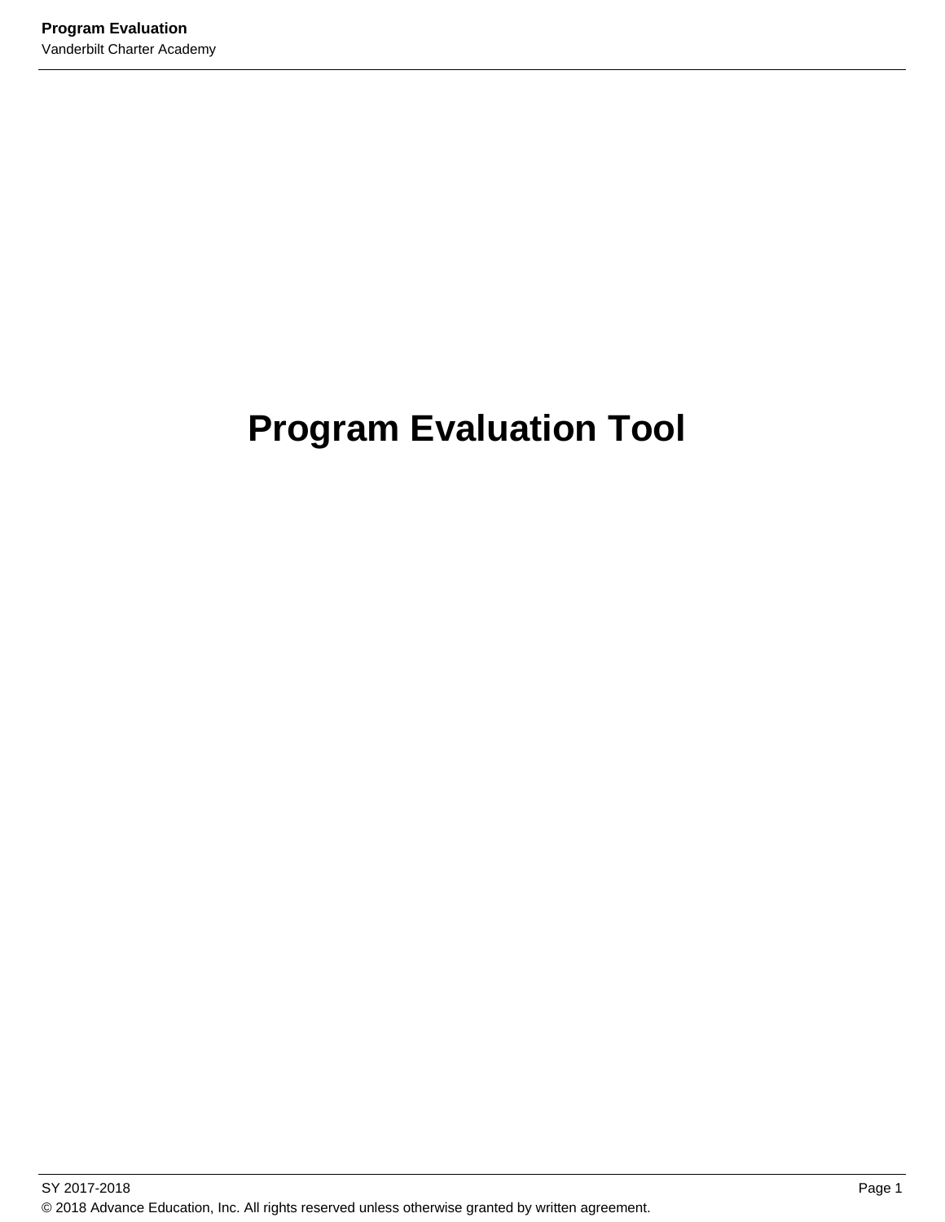# Program Evaluation Tool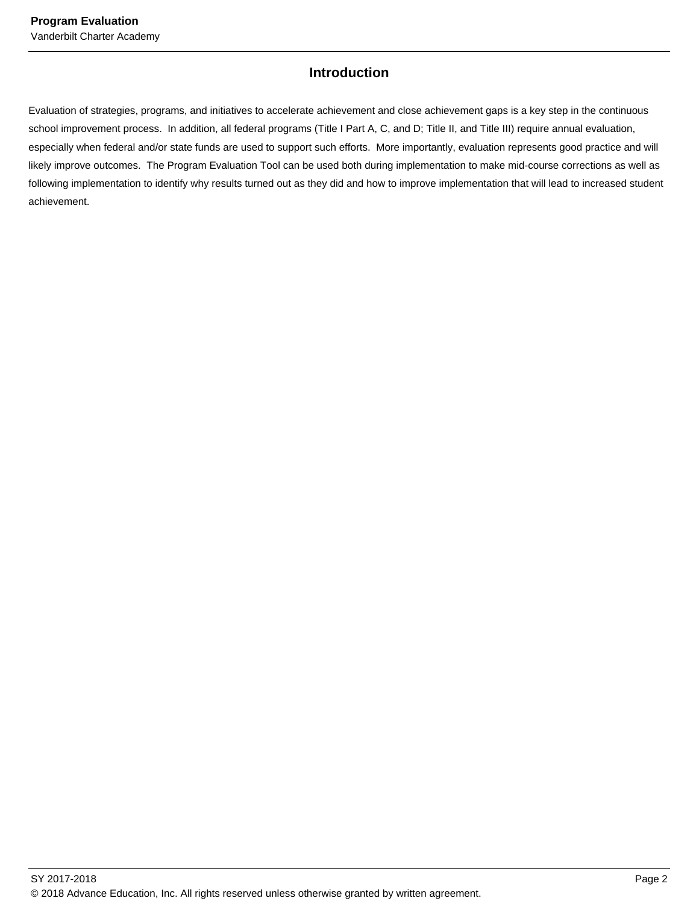## Introduction

Evaluation of strategies, programs, and initiatives to accelerate achievement and close achievement gaps is a key step in the continuous school improvement process. In addition, all federal programs (Title I Part A, C, and D; Title II, and Title III) require annual evaluation, especially when federal and/or state funds are used to support such efforts. More importantly, evaluation represents good practice and will likely improve outcomes. The Program Evaluation Tool can be used both during implementation to make mid-course corrections as well as following implementation to identify why results turned out as they did and how to improve implementation that will lead to increased student achievement.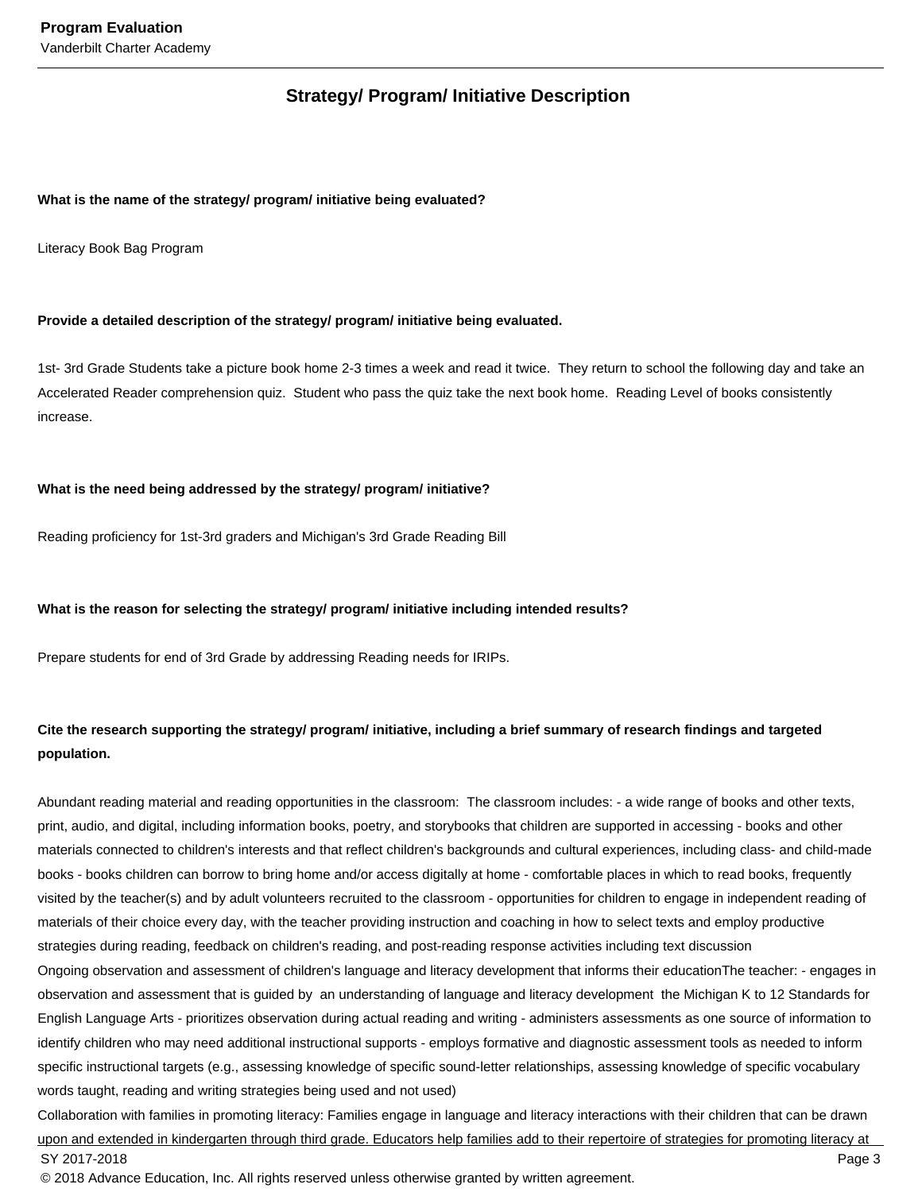## Strategy/ Program/ Initiative Description

**What is the name of the strategy/ program/ initiative being evaluated?**

Literacy Book Bag Program

**Provide a detailed description of the strategy/ program/ initiative being evaluated.**

1st- 3rd Grade Students take a picture book home 2-3 times a week and read it twice. They return to school the following day and take an Accelerated Reader comprehension quiz. Student who pass the quiz take the next book home. Reading Level of books consistently increase.

**What is the need being addressed by the strategy/ program/ initiative?**

Reading proficiency for 1st-3rd graders and Michigan's 3rd Grade Reading Bill

**What is the reason for selecting the strategy/ program/ initiative including intended results?**

Prepare students for end of 3rd Grade by addressing Reading needs for IRIPs.

**Cite the research supporting the strategy/ program/ initiative, including a brief summary of research findings and targeted population.**

Abundant reading material and reading opportunities in the classroom: The classroom includes: - a wide range of books and other texts, print, audio, and digital, including information books, poetry, and storybooks that children are supported in accessing - books and other materials connected to children's interests and that reflect children's backgrounds and cultural experiences, including class- and child-made books - books children can borrow to bring home and/or access digitally at home - comfortable places in which to read books, frequently visited by the teacher(s) and by adult volunteers recruited to the classroom - opportunities for children to engage in independent reading of materials of their choice every day, with the teacher providing instruction and coaching in how to select texts and employ productive strategies during reading, feedback on children's reading, and post-reading response activities including text discussion
Ongoing observation and assessment of children's language and literacy development that informs their educationThe teacher: - engages in observation and assessment that is guided by an understanding of language and literacy development the Michigan K to 12 Standards for English Language Arts - prioritizes observation during actual reading and writing - administers assessments as one source of information to identify children who may need additional instructional supports - employs formative and diagnostic assessment tools as needed to inform specific instructional targets (e.g., assessing knowledge of specific sound-letter relationships, assessing knowledge of specific vocabulary words taught, reading and writing strategies being used and not used)
Collaboration with families in promoting literacy: Families engage in language and literacy interactions with their children that can be drawn upon and extended in kindergarten through third grade. Educators help families add to their repertoire of strategies for promoting literacy at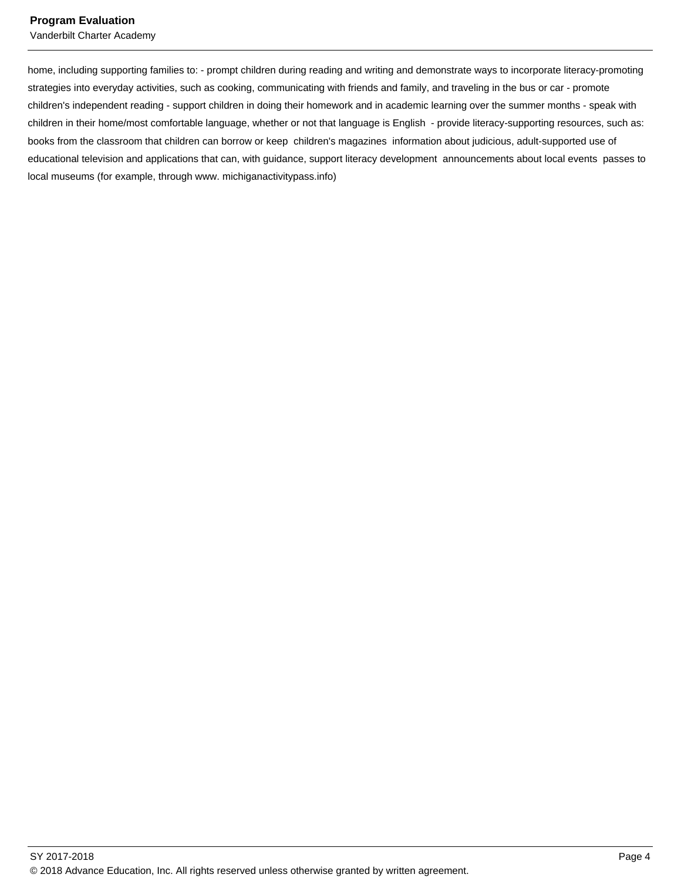home, including supporting families to: - prompt children during reading and writing and demonstrate ways to incorporate literacy-promoting strategies into everyday activities, such as cooking, communicating with friends and family, and traveling in the bus or car - promote children's independent reading - support children in doing their homework and in academic learning over the summer months - speak with children in their home/most comfortable language, whether or not that language is English - provide literacy-supporting resources, such as: books from the classroom that children can borrow or keep children's magazines information about judicious, adult-supported use of educational television and applications that can, with guidance, support literacy development announcements about local events passes to local museums (for example, through www. michiganactivitypass.info)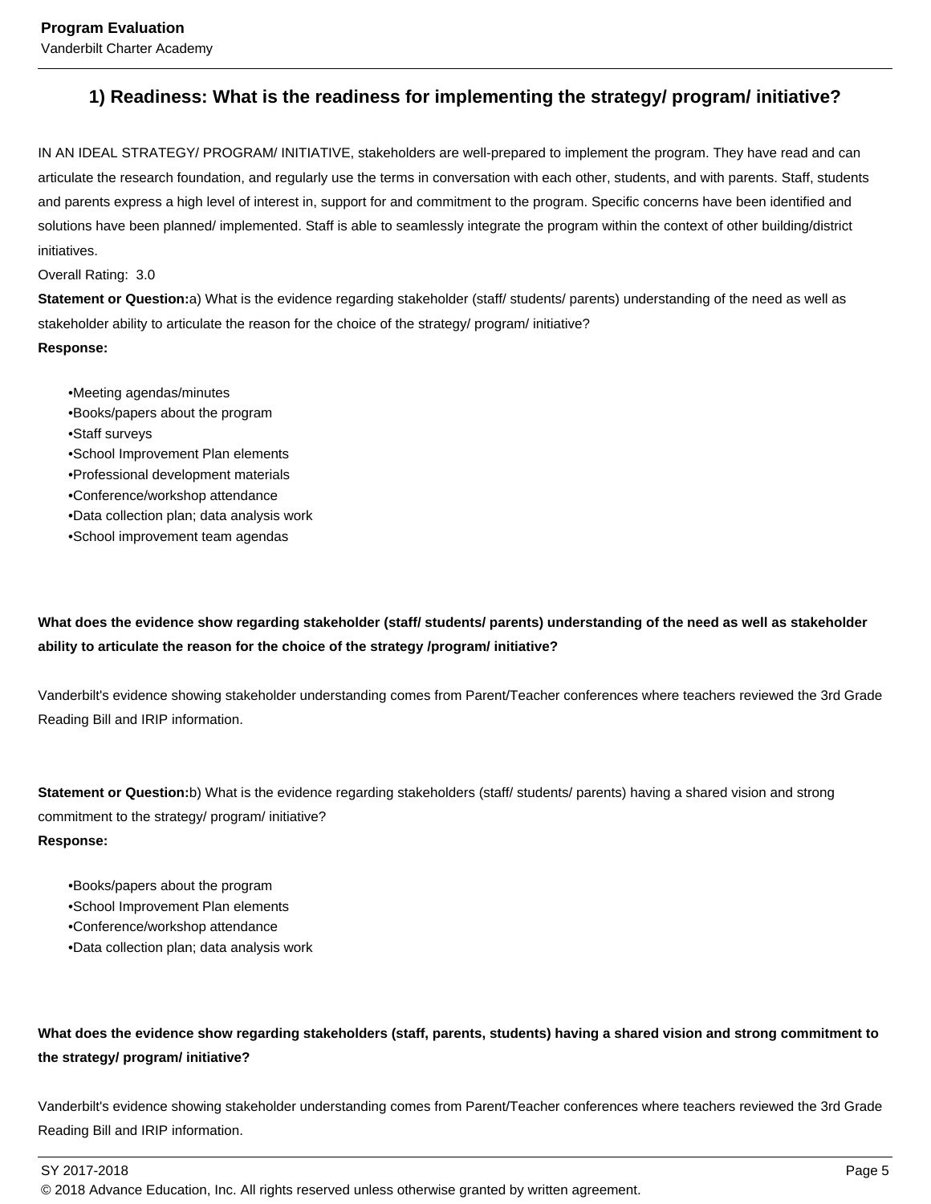## 1) Readiness: What is the readiness for implementing the strategy/ program/ initiative?

IN AN IDEAL STRATEGY/ PROGRAM/ INITIATIVE, stakeholders are well-prepared to implement the program. They have read and can articulate the research foundation, and regularly use the terms in conversation with each other, students, and with parents. Staff, students and parents express a high level of interest in, support for and commitment to the program. Specific concerns have been identified and solutions have been planned/ implemented. Staff is able to seamlessly integrate the program within the context of other building/district initiatives.

Overall Rating: 3.0

**Statement or Question:**a) What is the evidence regarding stakeholder (staff/ students/ parents) understanding of the need as well as stakeholder ability to articulate the reason for the choice of the strategy/ program/ initiative?

**Response:**

•Meeting agendas/minutes
•Books/papers about the program
•Staff surveys
•School Improvement Plan elements
•Professional development materials
•Conference/workshop attendance
•Data collection plan; data analysis work
•School improvement team agendas

**What does the evidence show regarding stakeholder (staff/ students/ parents) understanding of the need as well as stakeholder ability to articulate the reason for the choice of the strategy /program/ initiative?**

Vanderbilt's evidence showing stakeholder understanding comes from Parent/Teacher conferences where teachers reviewed the 3rd Grade Reading Bill and IRIP information.

**Statement or Question:**b) What is the evidence regarding stakeholders (staff/ students/ parents) having a shared vision and strong commitment to the strategy/ program/ initiative?

**Response:**

•Books/papers about the program
•School Improvement Plan elements
•Conference/workshop attendance
•Data collection plan; data analysis work

**What does the evidence show regarding stakeholders (staff, parents, students) having a shared vision and strong commitment to the strategy/ program/ initiative?**

Vanderbilt's evidence showing stakeholder understanding comes from Parent/Teacher conferences where teachers reviewed the 3rd Grade Reading Bill and IRIP information.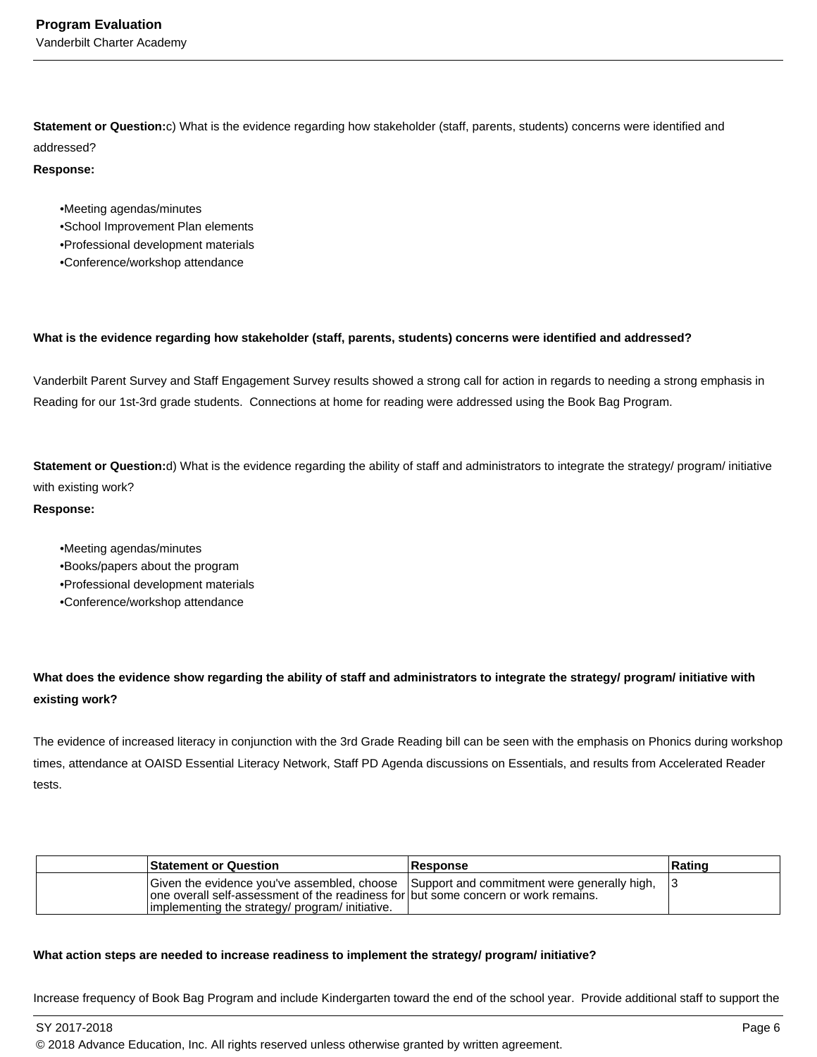**Statement or Question:**c) What is the evidence regarding how stakeholder (staff, parents, students) concerns were identified and addressed?

**Response:**

- •Meeting agendas/minutes
- •School Improvement Plan elements
- •Professional development materials
- •Conference/workshop attendance

**What is the evidence regarding how stakeholder (staff, parents, students) concerns were identified and addressed?**

Vanderbilt Parent Survey and Staff Engagement Survey results showed a strong call for action in regards to needing a strong emphasis in Reading for our 1st-3rd grade students. Connections at home for reading were addressed using the Book Bag Program.

**Statement or Question:**d) What is the evidence regarding the ability of staff and administrators to integrate the strategy/ program/ initiative with existing work?

**Response:**

- •Meeting agendas/minutes
- •Books/papers about the program
- •Professional development materials
- •Conference/workshop attendance

**What does the evidence show regarding the ability of staff and administrators to integrate the strategy/ program/ initiative with existing work?**

The evidence of increased literacy in conjunction with the 3rd Grade Reading bill can be seen with the emphasis on Phonics during workshop times, attendance at OAISD Essential Literacy Network, Staff PD Agenda discussions on Essentials, and results from Accelerated Reader tests.

| | Statement or Question | Response | Rating |
|---|---|---|---|
| | Given the evidence you've assembled, choose one overall self-assessment of the readiness for implementing the strategy/ program/ initiative. | Support and commitment were generally high, but some concern or work remains. | 3 |

**What action steps are needed to increase readiness to implement the strategy/ program/ initiative?**

Increase frequency of Book Bag Program and include Kindergarten toward the end of the school year. Provide additional staff to support the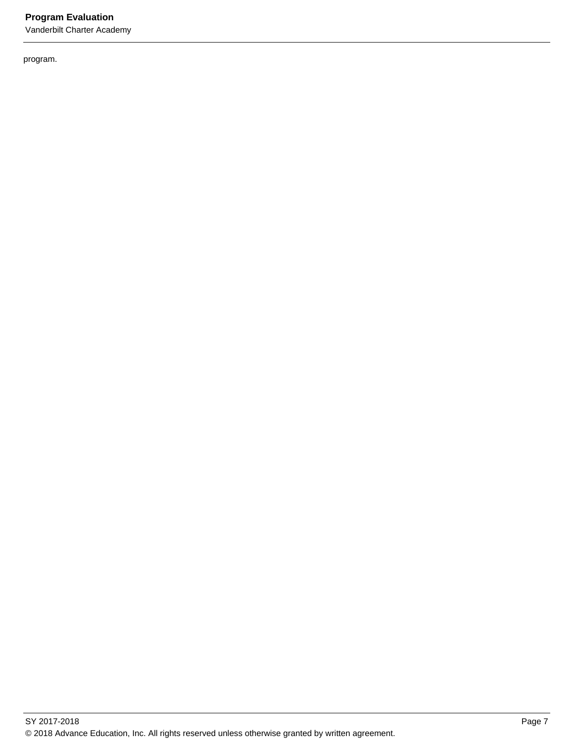program.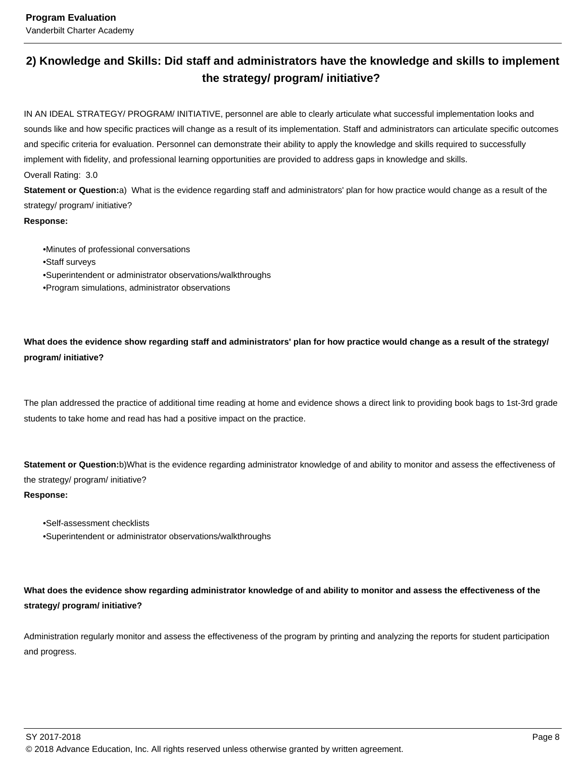## 2) Knowledge and Skills: Did staff and administrators have the knowledge and skills to implement the strategy/ program/ initiative?

IN AN IDEAL STRATEGY/ PROGRAM/ INITIATIVE, personnel are able to clearly articulate what successful implementation looks and sounds like and how specific practices will change as a result of its implementation. Staff and administrators can articulate specific outcomes and specific criteria for evaluation. Personnel can demonstrate their ability to apply the knowledge and skills required to successfully implement with fidelity, and professional learning opportunities are provided to address gaps in knowledge and skills.

Overall Rating: 3.0

**Statement or Question:**a) What is the evidence regarding staff and administrators' plan for how practice would change as a result of the strategy/ program/ initiative?

**Response:**

- •Minutes of professional conversations
- •Staff surveys
- •Superintendent or administrator observations/walkthroughs
- •Program simulations, administrator observations

**What does the evidence show regarding staff and administrators' plan for how practice would change as a result of the strategy/ program/ initiative?**

The plan addressed the practice of additional time reading at home and evidence shows a direct link to providing book bags to 1st-3rd grade students to take home and read has had a positive impact on the practice.

**Statement or Question:**b)What is the evidence regarding administrator knowledge of and ability to monitor and assess the effectiveness of the strategy/ program/ initiative?

**Response:**

- •Self-assessment checklists
- •Superintendent or administrator observations/walkthroughs

**What does the evidence show regarding administrator knowledge of and ability to monitor and assess the effectiveness of the strategy/ program/ initiative?**

Administration regularly monitor and assess the effectiveness of the program by printing and analyzing the reports for student participation and progress.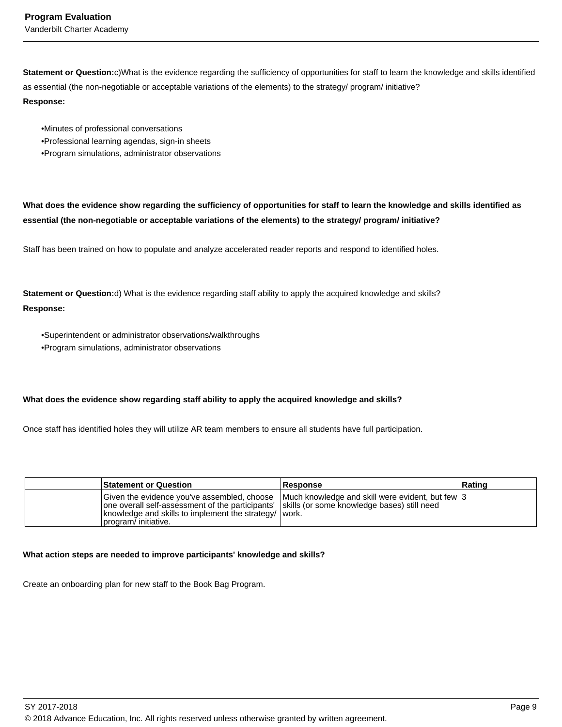**Statement or Question:**c)What is the evidence regarding the sufficiency of opportunities for staff to learn the knowledge and skills identified as essential (the non-negotiable or acceptable variations of the elements) to the strategy/ program/ initiative?

**Response:**

- •Minutes of professional conversations
- •Professional learning agendas, sign-in sheets
- •Program simulations, administrator observations

**What does the evidence show regarding the sufficiency of opportunities for staff to learn the knowledge and skills identified as essential (the non-negotiable or acceptable variations of the elements) to the strategy/ program/ initiative?**

Staff has been trained on how to populate and analyze accelerated reader reports and respond to identified holes.

**Statement or Question:**d) What is the evidence regarding staff ability to apply the acquired knowledge and skills?

**Response:**

- •Superintendent or administrator observations/walkthroughs
- •Program simulations, administrator observations

**What does the evidence show regarding staff ability to apply the acquired knowledge and skills?**

Once staff has identified holes they will utilize AR team members to ensure all students have full participation.

| | Statement or Question | Response | Rating |
|---|---|---|---|
| | Given the evidence you've assembled, choose one overall self-assessment of the participants' knowledge and skills to implement the strategy/ program/ initiative. | Much knowledge and skill were evident, but few skills (or some knowledge bases) still need work. | 3 |

**What action steps are needed to improve participants' knowledge and skills?**

Create an onboarding plan for new staff to the Book Bag Program.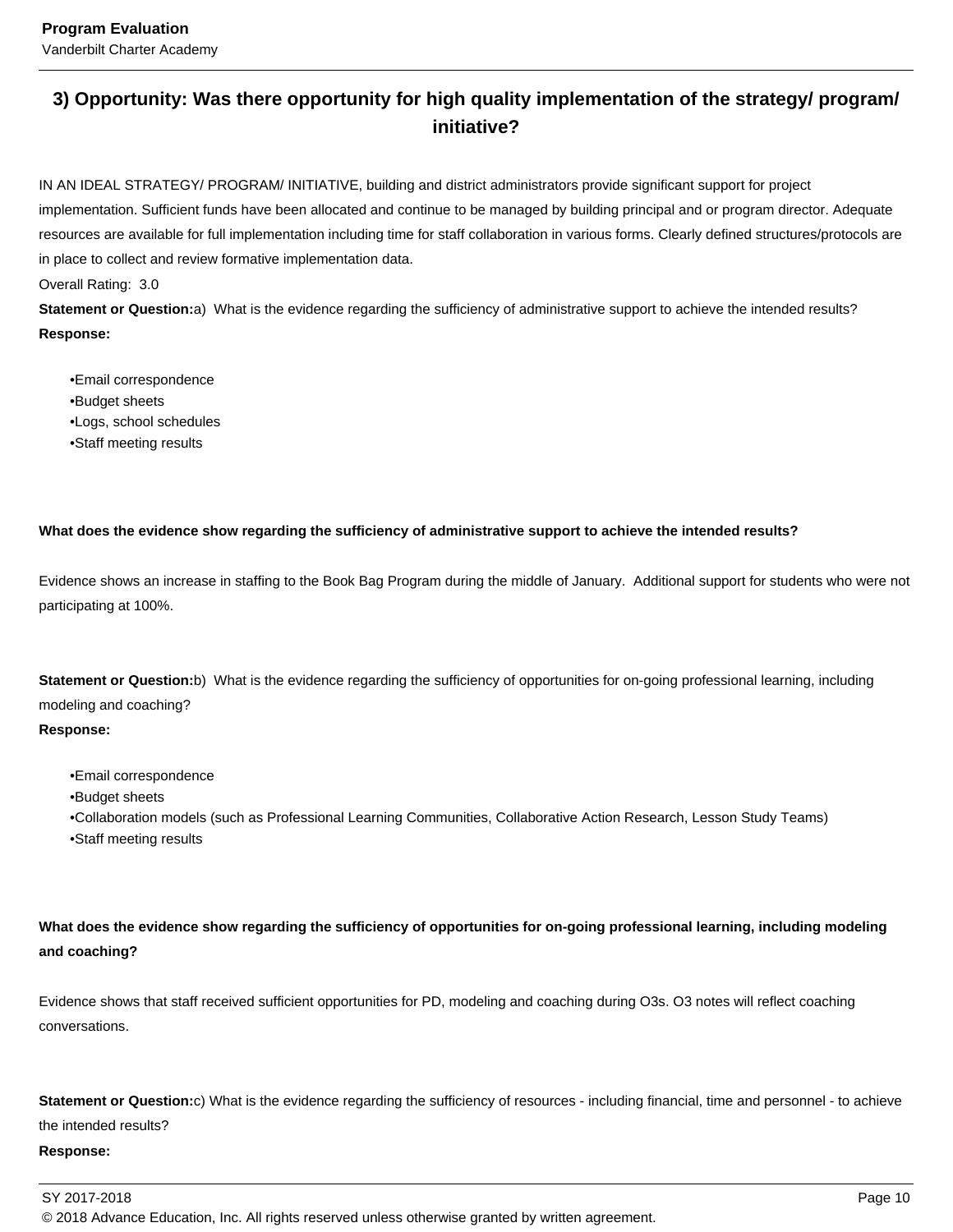## 3) Opportunity: Was there opportunity for high quality implementation of the strategy/ program/ initiative?

IN AN IDEAL STRATEGY/ PROGRAM/ INITIATIVE, building and district administrators provide significant support for project implementation. Sufficient funds have been allocated and continue to be managed by building principal and or program director. Adequate resources are available for full implementation including time for staff collaboration in various forms. Clearly defined structures/protocols are in place to collect and review formative implementation data.

Overall Rating: 3.0

**Statement or Question:** a) What is the evidence regarding the sufficiency of administrative support to achieve the intended results?

**Response:**

- •Email correspondence
- •Budget sheets
- •Logs, school schedules
- •Staff meeting results

**What does the evidence show regarding the sufficiency of administrative support to achieve the intended results?**

Evidence shows an increase in staffing to the Book Bag Program during the middle of January. Additional support for students who were not participating at 100%.

**Statement or Question:** b) What is the evidence regarding the sufficiency of opportunities for on-going professional learning, including modeling and coaching?

**Response:**

- •Email correspondence
- •Budget sheets
- •Collaboration models (such as Professional Learning Communities, Collaborative Action Research, Lesson Study Teams)
- •Staff meeting results

**What does the evidence show regarding the sufficiency of opportunities for on-going professional learning, including modeling and coaching?**

Evidence shows that staff received sufficient opportunities for PD, modeling and coaching during O3s. O3 notes will reflect coaching conversations.

**Statement or Question:** c) What is the evidence regarding the sufficiency of resources - including financial, time and personnel - to achieve the intended results?

**Response:**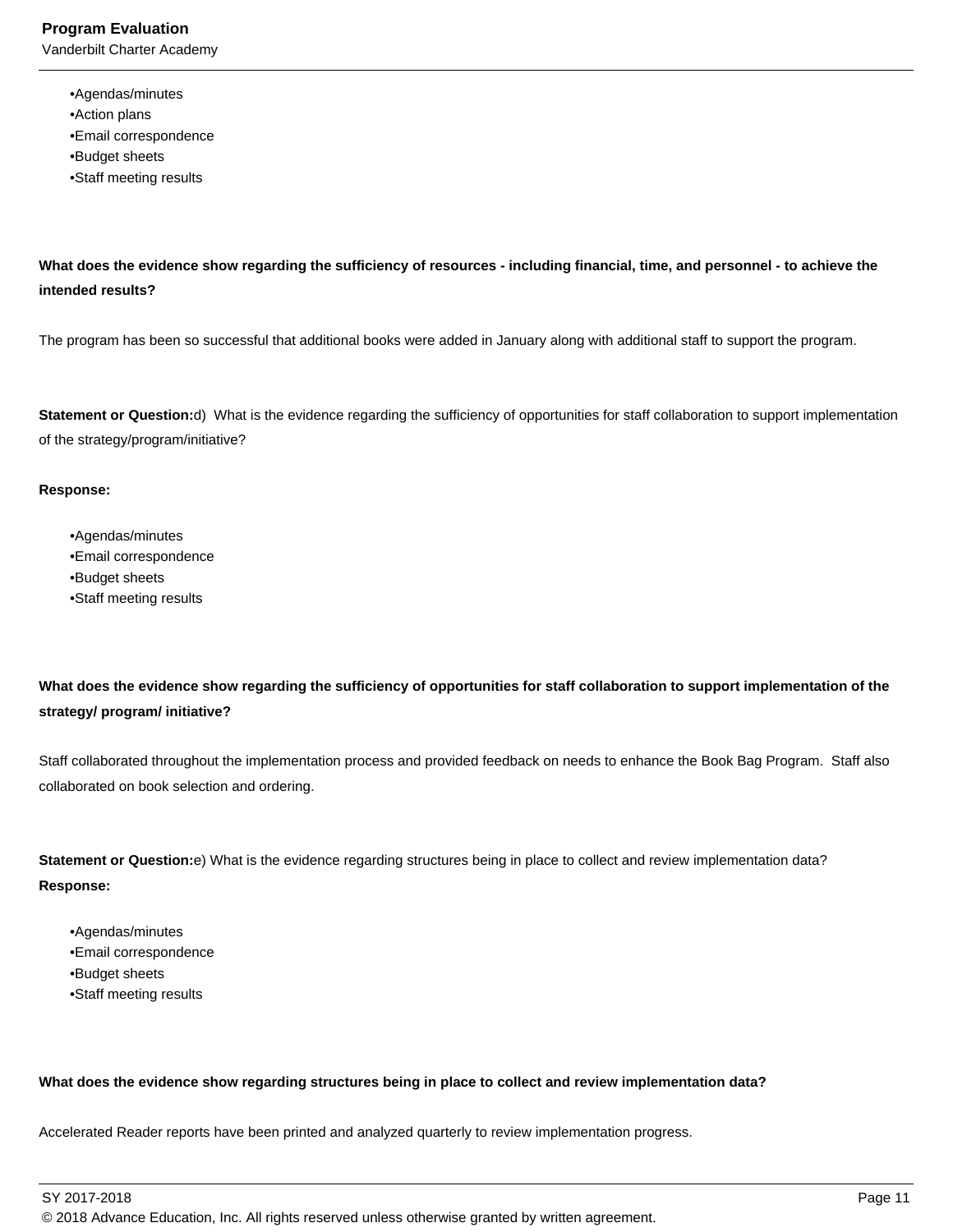- •Agendas/minutes
- •Action plans
- •Email correspondence
- •Budget sheets
- •Staff meeting results

**What does the evidence show regarding the sufficiency of resources - including financial, time, and personnel - to achieve the intended results?**

The program has been so successful that additional books were added in January along with additional staff to support the program.

**Statement or Question:**d) What is the evidence regarding the sufficiency of opportunities for staff collaboration to support implementation of the strategy/program/initiative?

**Response:**

- •Agendas/minutes
- •Email correspondence
- •Budget sheets
- •Staff meeting results

**What does the evidence show regarding the sufficiency of opportunities for staff collaboration to support implementation of the strategy/ program/ initiative?**

Staff collaborated throughout the implementation process and provided feedback on needs to enhance the Book Bag Program. Staff also collaborated on book selection and ordering.

**Statement or Question:**e) What is the evidence regarding structures being in place to collect and review implementation data?

**Response:**

- •Agendas/minutes
- •Email correspondence
- •Budget sheets
- •Staff meeting results

**What does the evidence show regarding structures being in place to collect and review implementation data?**

Accelerated Reader reports have been printed and analyzed quarterly to review implementation progress.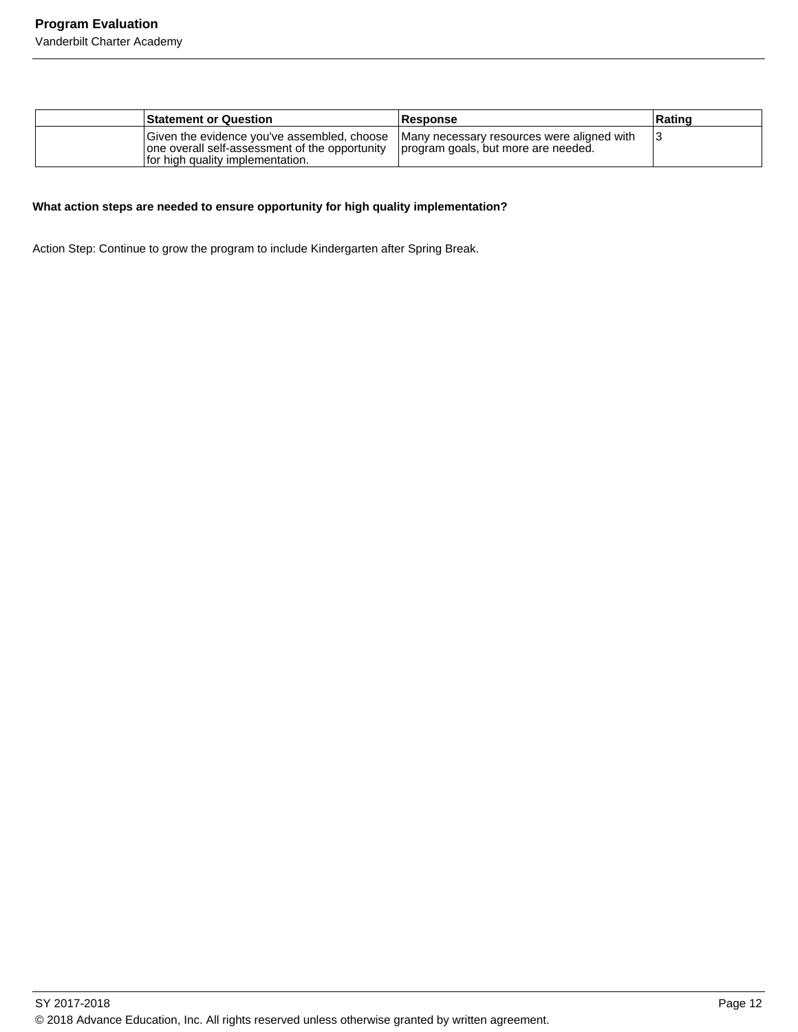| | Statement or Question | Response | Rating |
|---|---|---|---|
| | Given the evidence you've assembled, choose one overall self-assessment of the opportunity for high quality implementation. | Many necessary resources were aligned with program goals, but more are needed. | 3 |

**What action steps are needed to ensure opportunity for high quality implementation?**

Action Step: Continue to grow the program to include Kindergarten after Spring Break.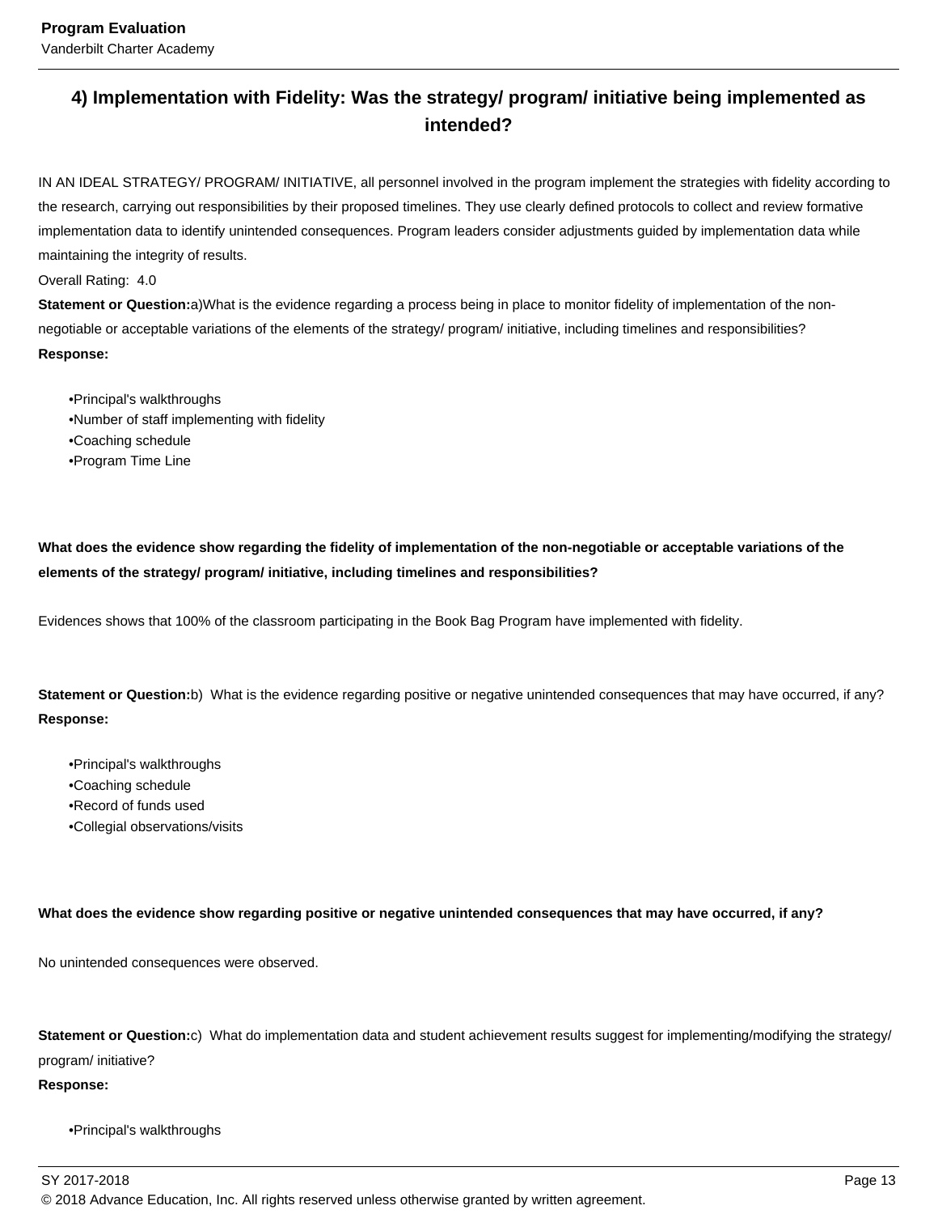## 4) Implementation with Fidelity: Was the strategy/ program/ initiative being implemented as intended?

IN AN IDEAL STRATEGY/ PROGRAM/ INITIATIVE, all personnel involved in the program implement the strategies with fidelity according to the research, carrying out responsibilities by their proposed timelines. They use clearly defined protocols to collect and review formative implementation data to identify unintended consequences. Program leaders consider adjustments guided by implementation data while maintaining the integrity of results.

Overall Rating: 4.0

**Statement or Question:** a)What is the evidence regarding a process being in place to monitor fidelity of implementation of the non-negotiable or acceptable variations of the elements of the strategy/ program/ initiative, including timelines and responsibilities?

**Response:**

- •Principal's walkthroughs
- •Number of staff implementing with fidelity
- •Coaching schedule
- •Program Time Line

**What does the evidence show regarding the fidelity of implementation of the non-negotiable or acceptable variations of the elements of the strategy/ program/ initiative, including timelines and responsibilities?**

Evidences shows that 100% of the classroom participating in the Book Bag Program have implemented with fidelity.

**Statement or Question:** b) What is the evidence regarding positive or negative unintended consequences that may have occurred, if any?

**Response:**

- •Principal's walkthroughs
- •Coaching schedule
- •Record of funds used
- •Collegial observations/visits

**What does the evidence show regarding positive or negative unintended consequences that may have occurred, if any?**

No unintended consequences were observed.

**Statement or Question:** c) What do implementation data and student achievement results suggest for implementing/modifying the strategy/ program/ initiative?

**Response:**

- •Principal's walkthroughs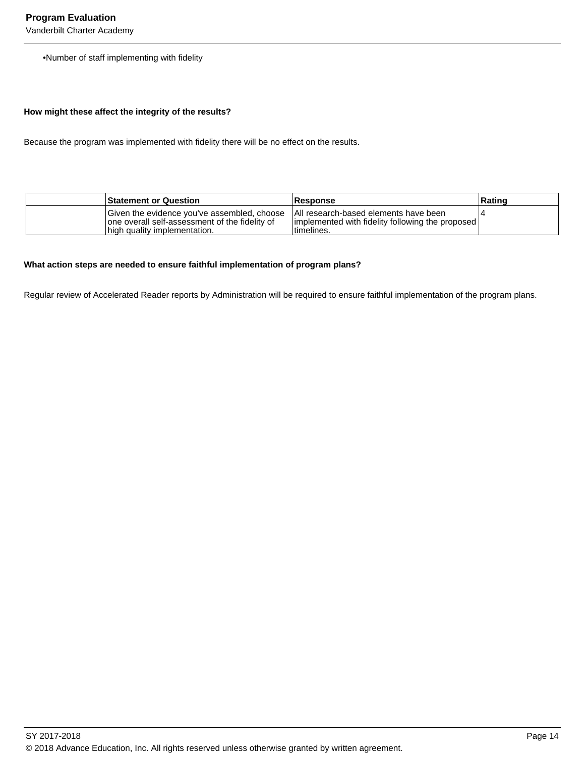- •Number of staff implementing with fidelity

**How might these affect the integrity of the results?**

Because the program was implemented with fidelity there will be no effect on the results.

| | Statement or Question | Response | Rating |
|---|---|---|---|
| | Given the evidence you've assembled, choose one overall self-assessment of the fidelity of high quality implementation. | All research-based elements have been implemented with fidelity following the proposed timelines. | 4 |

**What action steps are needed to ensure faithful implementation of program plans?**

Regular review of Accelerated Reader reports by Administration will be required to ensure faithful implementation of the program plans.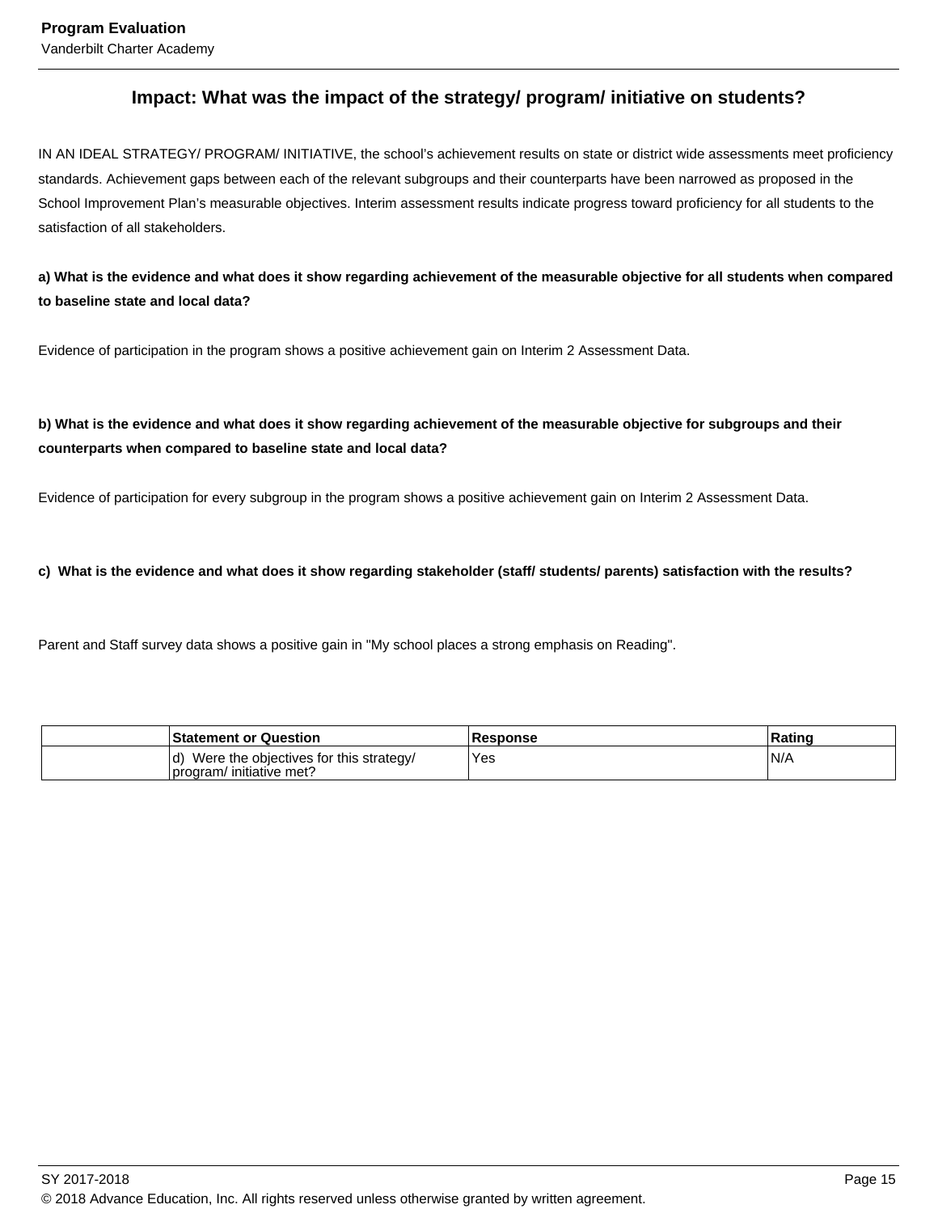## Impact: What was the impact of the strategy/ program/ initiative on students?

IN AN IDEAL STRATEGY/ PROGRAM/ INITIATIVE, the school's achievement results on state or district wide assessments meet proficiency standards. Achievement gaps between each of the relevant subgroups and their counterparts have been narrowed as proposed in the School Improvement Plan's measurable objectives. Interim assessment results indicate progress toward proficiency for all students to the satisfaction of all stakeholders.

**a) What is the evidence and what does it show regarding achievement of the measurable objective for all students when compared to baseline state and local data?**

Evidence of participation in the program shows a positive achievement gain on Interim 2 Assessment Data.

**b) What is the evidence and what does it show regarding achievement of the measurable objective for subgroups and their counterparts when compared to baseline state and local data?**

Evidence of participation for every subgroup in the program shows a positive achievement gain on Interim 2 Assessment Data.

**c) What is the evidence and what does it show regarding stakeholder (staff/ students/ parents) satisfaction with the results?**

Parent and Staff survey data shows a positive gain in "My school places a strong emphasis on Reading".

| | Statement or Question | Response | Rating |
|---|---|---|---|
| | d) Were the objectives for this strategy/ program/ initiative met? | Yes | N/A |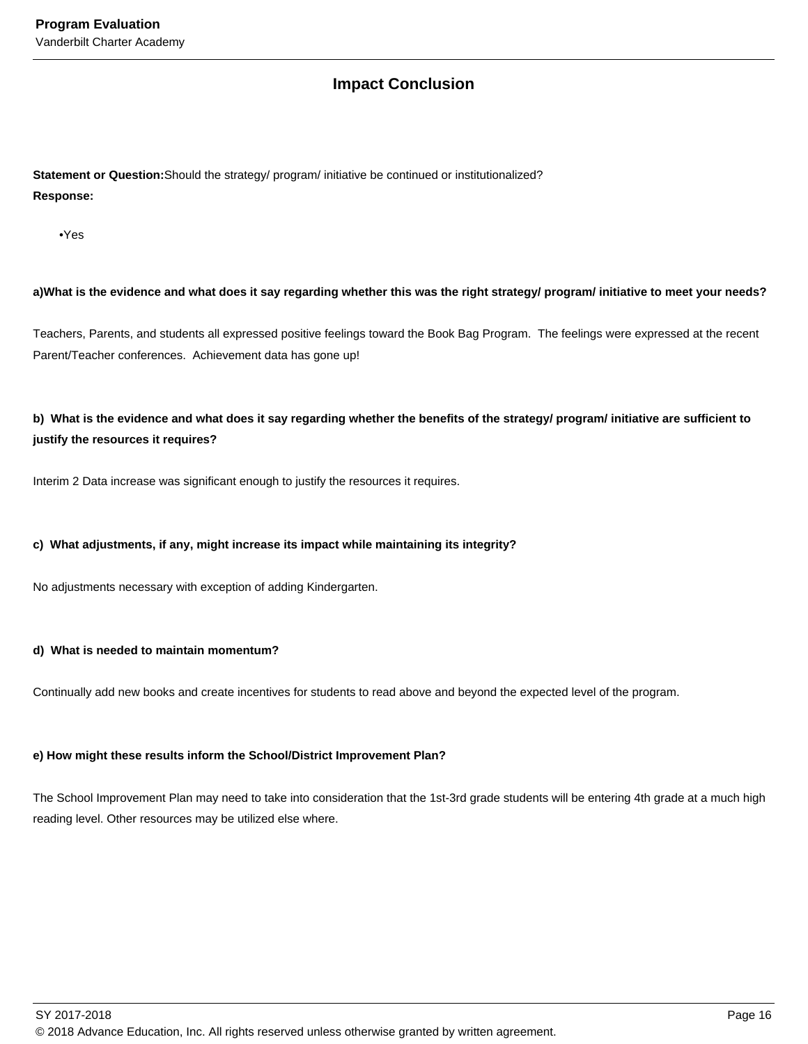## Impact Conclusion

**Statement or Question:** Should the strategy/ program/ initiative be continued or institutionalized?

**Response:**

- Yes

**a)What is the evidence and what does it say regarding whether this was the right strategy/ program/ initiative to meet your needs?**

Teachers, Parents, and students all expressed positive feelings toward the Book Bag Program. The feelings were expressed at the recent Parent/Teacher conferences. Achievement data has gone up!

**b) What is the evidence and what does it say regarding whether the benefits of the strategy/ program/ initiative are sufficient to justify the resources it requires?**

Interim 2 Data increase was significant enough to justify the resources it requires.

**c) What adjustments, if any, might increase its impact while maintaining its integrity?**

No adjustments necessary with exception of adding Kindergarten.

**d) What is needed to maintain momentum?**

Continually add new books and create incentives for students to read above and beyond the expected level of the program.

**e) How might these results inform the School/District Improvement Plan?**

The School Improvement Plan may need to take into consideration that the 1st-3rd grade students will be entering 4th grade at a much high reading level. Other resources may be utilized else where.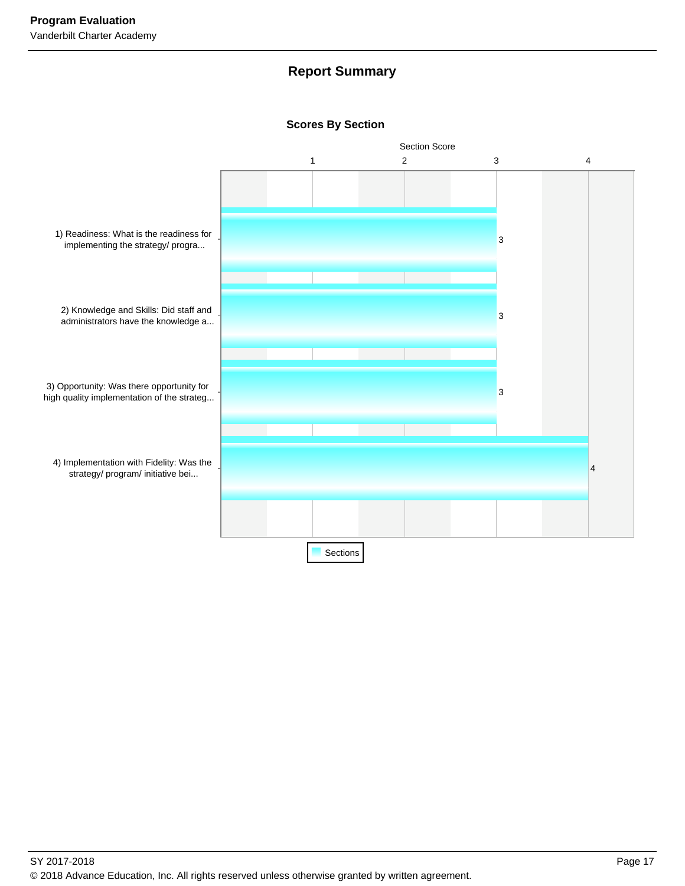## Report Summary

### Scores By Section

Section Score

1 2 3 4

1) Readiness: What is the readiness for implementing the strategy/ progra...

3

2) Knowledge and Skills: Did staff and administrators have the knowledge a...

3

3) Opportunity: Was there opportunity for high quality implementation of the strateg...

3

4) Implementation with Fidelity: Was the strategy/ program/ initiative bei...

4

Sections